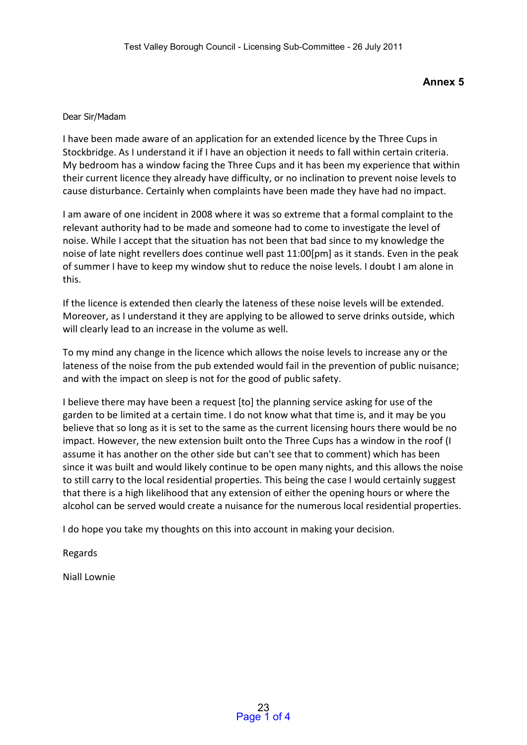**Annex 5**

Dear Sir/Madam

I have been made aware of an application for an extended licence by the Three Cups in Stockbridge. As I understand it if I have an objection it needs to fall within certain criteria. My bedroom has a window facing the Three Cups and it has been my experience that within their current licence they already have difficulty, or no inclination to prevent noise levels to cause disturbance. Certainly when complaints have been made they have had no impact.

I am aware of one incident in 2008 where it was so extreme that a formal complaint to the relevant authority had to be made and someone had to come to investigate the level of noise. While I accept that the situation has not been that bad since to my knowledge the noise of late night revellers does continue well past 11:00[pm] as it stands. Even in the peak of summer I have to keep my window shut to reduce the noise levels. I doubt I am alone in this.

If the licence is extended then clearly the lateness of these noise levels will be extended. Moreover, as I understand it they are applying to be allowed to serve drinks outside, which will clearly lead to an increase in the volume as well.

To my mind any change in the licence which allows the noise levels to increase any or the lateness of the noise from the pub extended would fail in the prevention of public nuisance; and with the impact on sleep is not for the good of public safety.

I believe there may have been a request [to] the planning service asking for use of the garden to be limited at a certain time. I do not know what that time is, and it may be you believe that so long as it is set to the same as the current licensing hours there would be no impact. However, the new extension built onto the Three Cups has a window in the roof (I assume it has another on the other side but can't see that to comment) which has been since it was built and would likely continue to be open many nights, and this allows the noise to still carry to the local residential properties. This being the case I would certainly suggest that there is a high likelihood that any extension of either the opening hours or where the alcohol can be served would create a nuisance for the numerous local residential properties.

I do hope you take my thoughts on this into account in making your decision.

Regards

Niall Lownie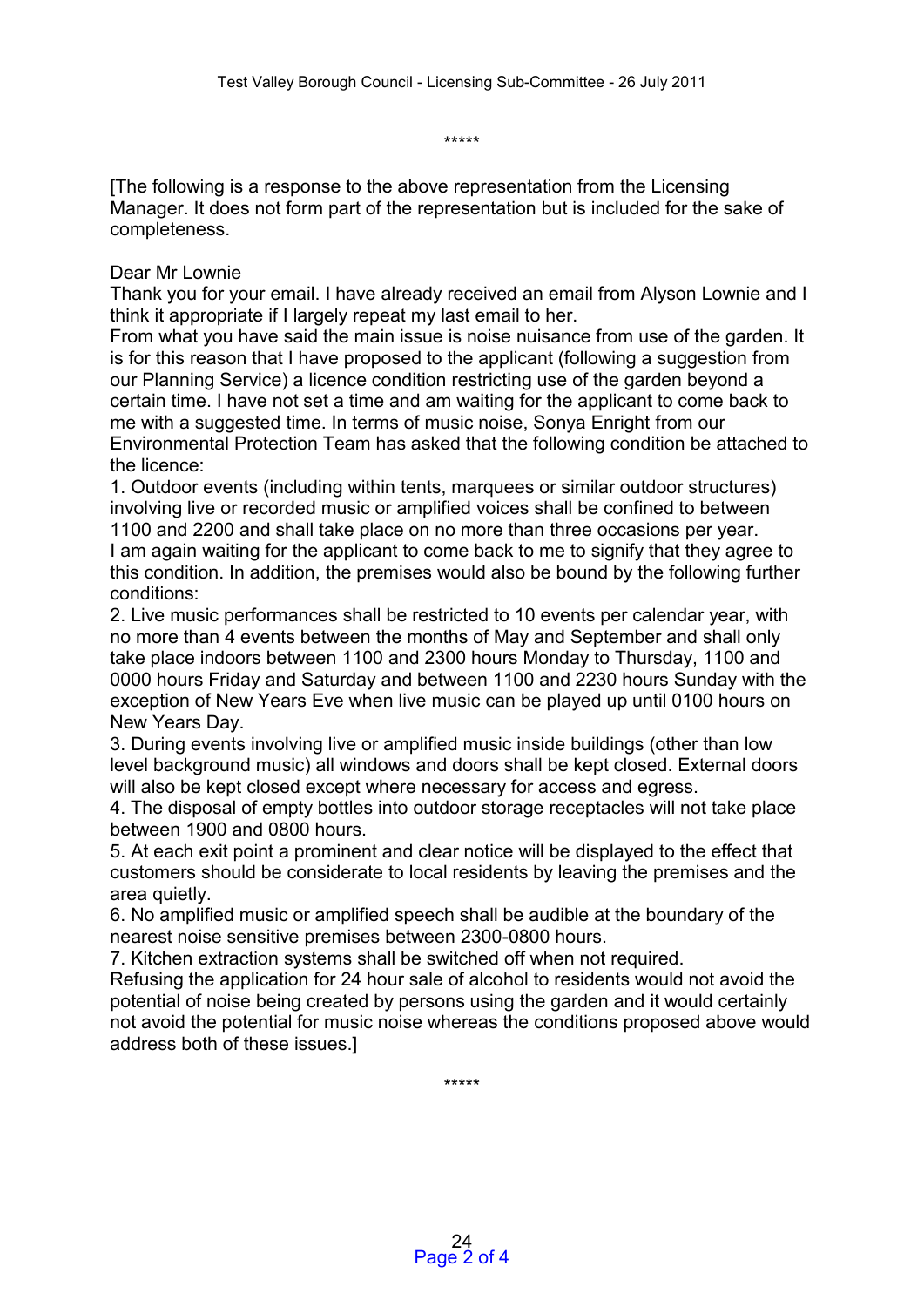\*\*\*\*\*

[The following is a response to the above representation from the Licensing Manager. It does not form part of the representation but is included for the sake of completeness.

Dear Mr Lownie

Thank you for your email. I have already received an email from Alyson Lownie and I think it appropriate if I largely repeat my last email to her.

From what you have said the main issue is noise nuisance from use of the garden. It is for this reason that I have proposed to the applicant (following a suggestion from our Planning Service) a licence condition restricting use of the garden beyond a certain time. I have not set a time and am waiting for the applicant to come back to me with a suggested time. In terms of music noise, Sonya Enright from our Environmental Protection Team has asked that the following condition be attached to the licence:

1. Outdoor events (including within tents, marquees or similar outdoor structures) involving live or recorded music or amplified voices shall be confined to between 1100 and 2200 and shall take place on no more than three occasions per year.

I am again waiting for the applicant to come back to me to signify that they agree to this condition. In addition, the premises would also be bound by the following further conditions:

2. Live music performances shall be restricted to 10 events per calendar year, with no more than 4 events between the months of May and September and shall only take place indoors between 1100 and 2300 hours Monday to Thursday, 1100 and 0000 hours Friday and Saturday and between 1100 and 2230 hours Sunday with the exception of New Years Eve when live music can be played up until 0100 hours on New Years Day.
3. During events involving live or amplified music inside buildings (other than low level background music) all windows and doors shall be kept closed. External doors will also be kept closed except where necessary for access and egress.
4. The disposal of empty bottles into outdoor storage receptacles will not take place between 1900 and 0800 hours.
5. At each exit point a prominent and clear notice will be displayed to the effect that customers should be considerate to local residents by leaving the premises and the area quietly.
6. No amplified music or amplified speech shall be audible at the boundary of the nearest noise sensitive premises between 2300-0800 hours.
7. Kitchen extraction systems shall be switched off when not required.

Refusing the application for 24 hour sale of alcohol to residents would not avoid the potential of noise being created by persons using the garden and it would certainly not avoid the potential for music noise whereas the conditions proposed above would address both of these issues.]

\*\*\*\*\*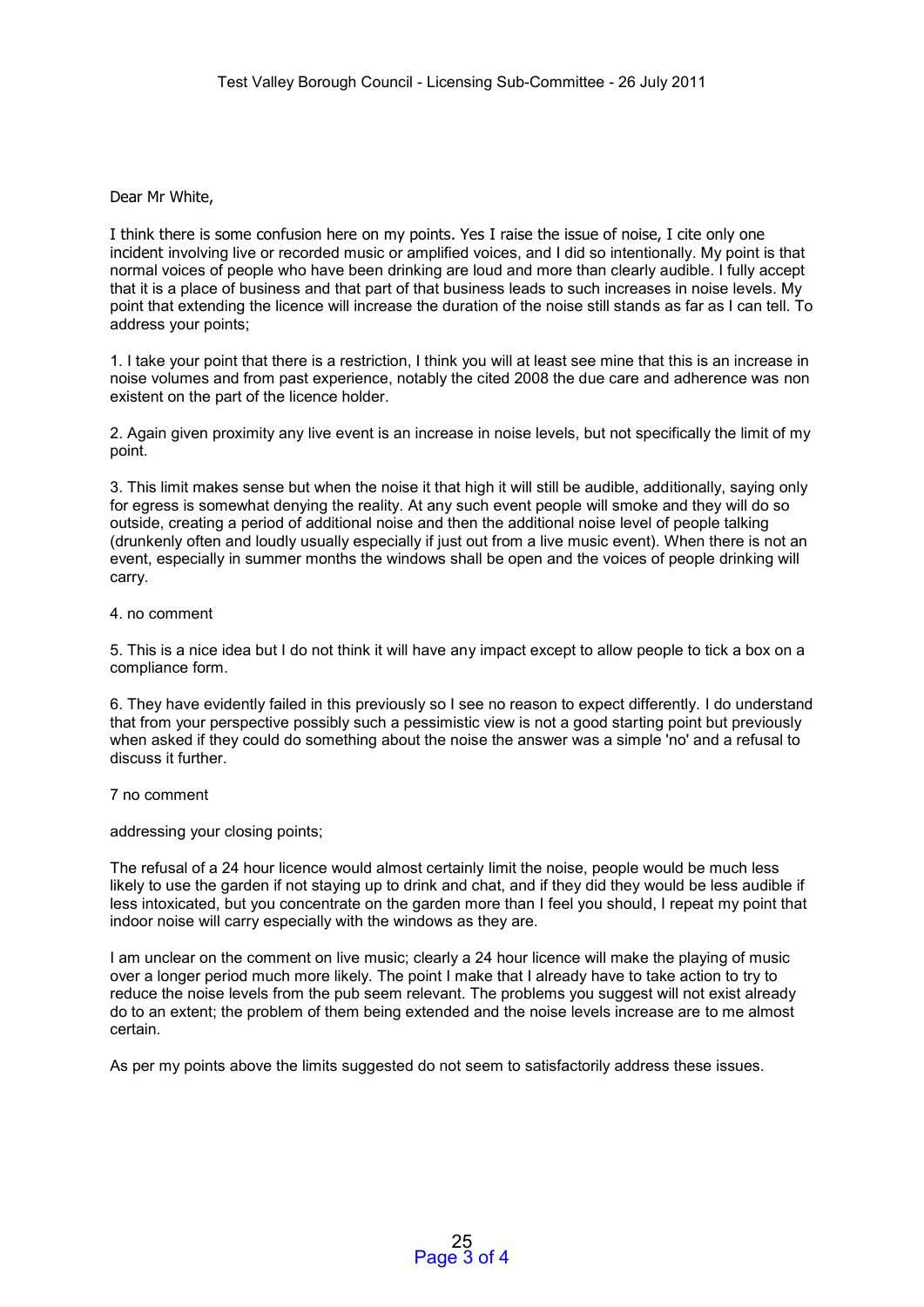Dear Mr White,

I think there is some confusion here on my points. Yes I raise the issue of noise, I cite only one incident involving live or recorded music or amplified voices, and I did so intentionally. My point is that normal voices of people who have been drinking are loud and more than clearly audible. I fully accept that it is a place of business and that part of that business leads to such increases in noise levels. My point that extending the licence will increase the duration of the noise still stands as far as I can tell. To address your points;

1. I take your point that there is a restriction, I think you will at least see mine that this is an increase in noise volumes and from past experience, notably the cited 2008 the due care and adherence was non existent on the part of the licence holder.

2. Again given proximity any live event is an increase in noise levels, but not specifically the limit of my point.

3. This limit makes sense but when the noise it that high it will still be audible, additionally, saying only for egress is somewhat denying the reality. At any such event people will smoke and they will do so outside, creating a period of additional noise and then the additional noise level of people talking (drunkenly often and loudly usually especially if just out from a live music event). When there is not an event, especially in summer months the windows shall be open and the voices of people drinking will carry.

4. no comment

5. This is a nice idea but I do not think it will have any impact except to allow people to tick a box on a compliance form.

6. They have evidently failed in this previously so I see no reason to expect differently. I do understand that from your perspective possibly such a pessimistic view is not a good starting point but previously when asked if they could do something about the noise the answer was a simple 'no' and a refusal to discuss it further.

7 no comment

addressing your closing points;

The refusal of a 24 hour licence would almost certainly limit the noise, people would be much less likely to use the garden if not staying up to drink and chat, and if they did they would be less audible if less intoxicated, but you concentrate on the garden more than I feel you should, I repeat my point that indoor noise will carry especially with the windows as they are.

I am unclear on the comment on live music; clearly a 24 hour licence will make the playing of music over a longer period much more likely. The point I make that I already have to take action to try to reduce the noise levels from the pub seem relevant. The problems you suggest will not exist already do to an extent; the problem of them being extended and the noise levels increase are to me almost certain.

As per my points above the limits suggested do not seem to satisfactorily address these issues.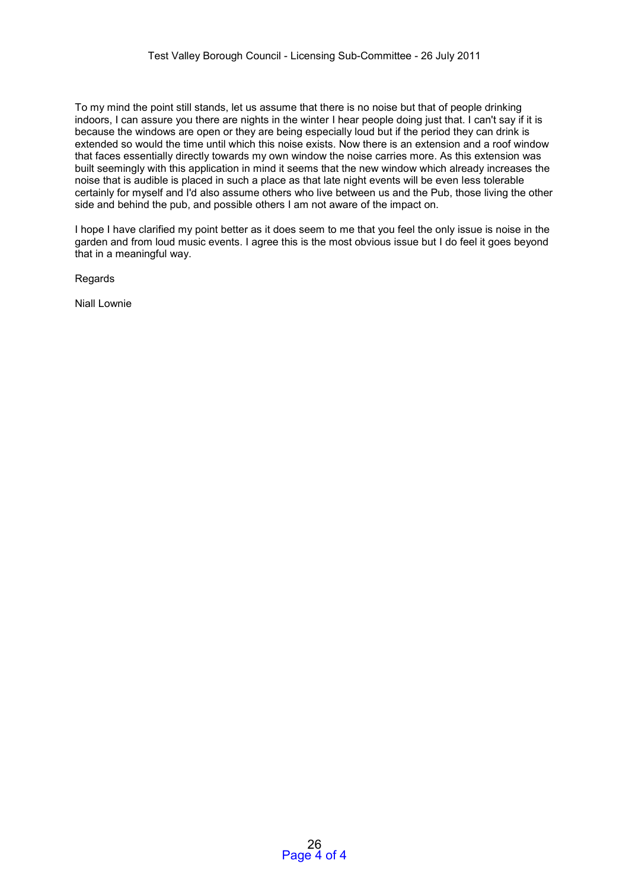To my mind the point still stands, let us assume that there is no noise but that of people drinking indoors, I can assure you there are nights in the winter I hear people doing just that. I can't say if it is because the windows are open or they are being especially loud but if the period they can drink is extended so would the time until which this noise exists. Now there is an extension and a roof window that faces essentially directly towards my own window the noise carries more. As this extension was built seemingly with this application in mind it seems that the new window which already increases the noise that is audible is placed in such a place as that late night events will be even less tolerable certainly for myself and I'd also assume others who live between us and the Pub, those living the other side and behind the pub, and possible others I am not aware of the impact on.

I hope I have clarified my point better as it does seem to me that you feel the only issue is noise in the garden and from loud music events. I agree this is the most obvious issue but I do feel it goes beyond that in a meaningful way.

Regards

Niall Lownie